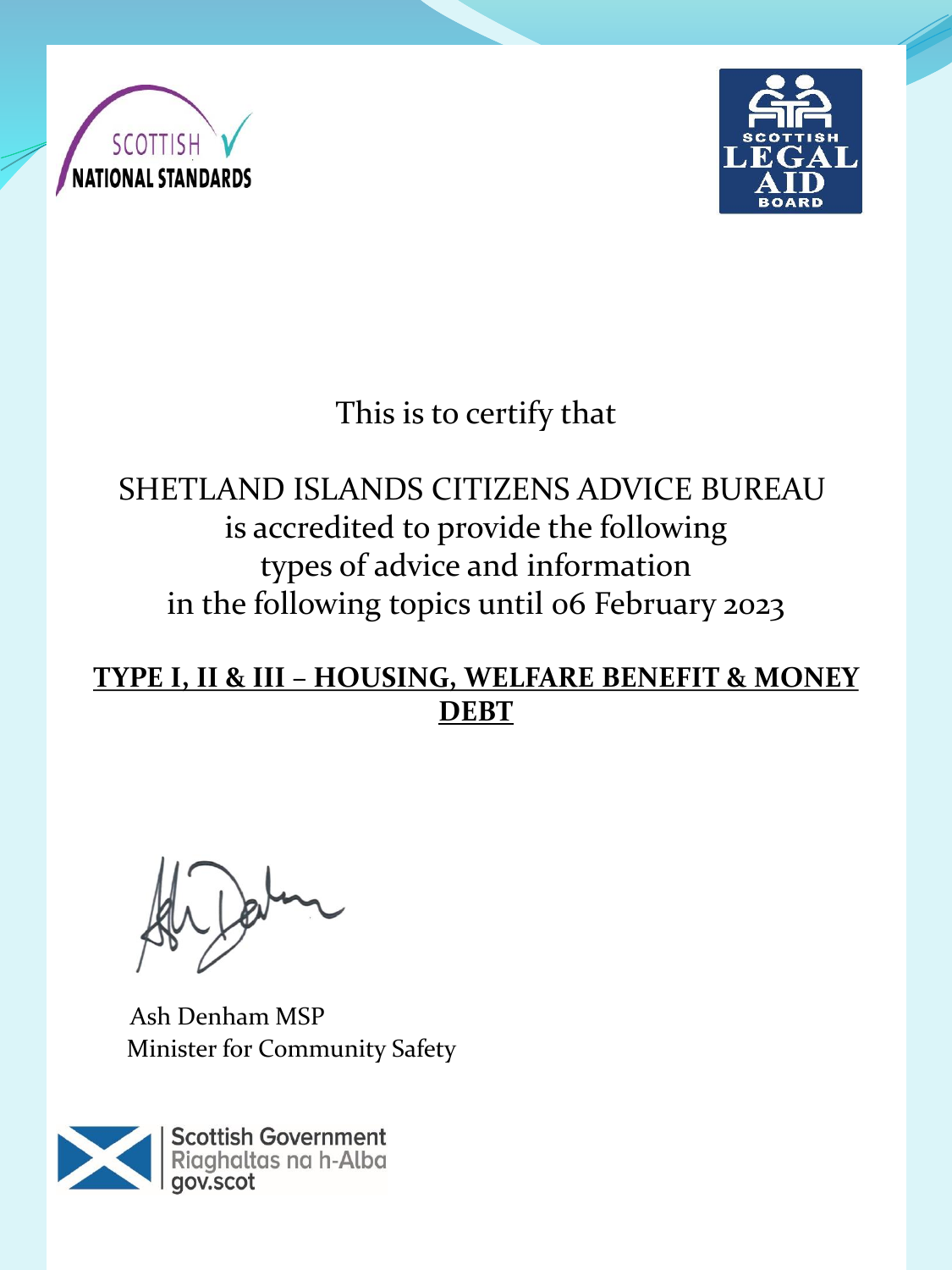SCOTTISH NATIONAL STANDARDS

SCOTTISH LEGAL AID BOARD

This is to certify that

SHETLAND ISLANDS CITIZENS ADVICE BUREAU
is accredited to provide the following
types of advice and information
in the following topics until 06 February 2023

**TYPE I, II & III – HOUSING, WELFARE BENEFIT & MONEY DEBT**

Ash Denham MSP
Minister for Community Safety

Scottish Government
Riaghaltas na h-Alba
gov.scot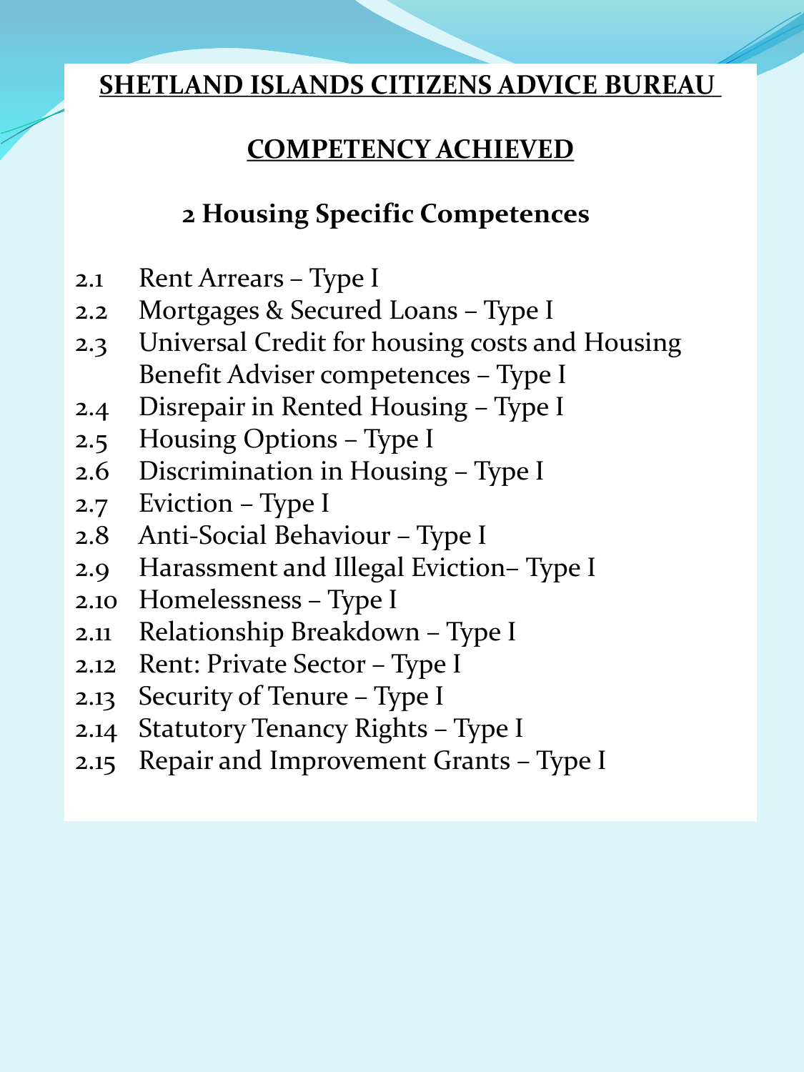**SHETLAND ISLANDS CITIZENS ADVICE BUREAU**

**COMPETENCY ACHIEVED**

## 2 Housing Specific Competences

2.1 Rent Arrears – Type I

2.2 Mortgages & Secured Loans – Type I

2.3 Universal Credit for housing costs and Housing Benefit Adviser competences – Type I

2.4 Disrepair in Rented Housing – Type I

2.5 Housing Options – Type I

2.6 Discrimination in Housing – Type I

2.7 Eviction – Type I

2.8 Anti-Social Behaviour – Type I

2.9 Harassment and Illegal Eviction– Type I

2.10 Homelessness – Type I

2.11 Relationship Breakdown – Type I

2.12 Rent: Private Sector – Type I

2.13 Security of Tenure – Type I

2.14 Statutory Tenancy Rights – Type I

2.15 Repair and Improvement Grants – Type I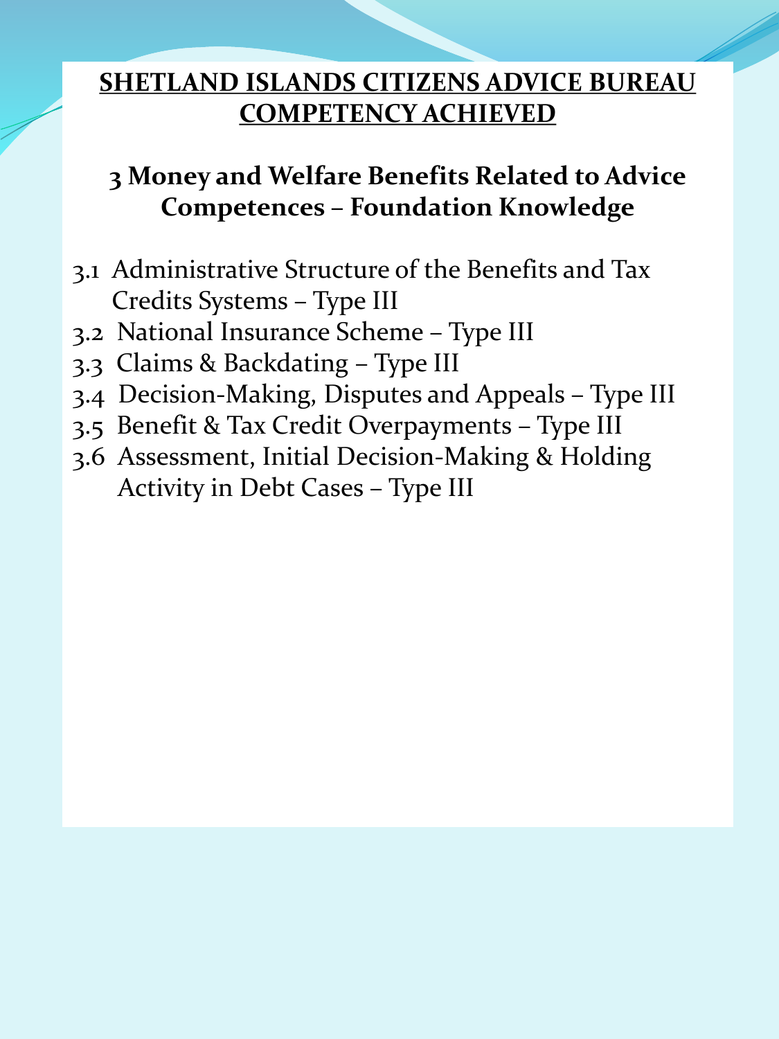# SHETLAND ISLANDS CITIZENS ADVICE BUREAU COMPETENCY ACHIEVED

## 3 Money and Welfare Benefits Related to Advice Competences – Foundation Knowledge

- 3.1 Administrative Structure of the Benefits and Tax Credits Systems – Type III
- 3.2 National Insurance Scheme – Type III
- 3.3 Claims & Backdating – Type III
- 3.4 Decision-Making, Disputes and Appeals – Type III
- 3.5 Benefit & Tax Credit Overpayments – Type III
- 3.6 Assessment, Initial Decision-Making & Holding Activity in Debt Cases – Type III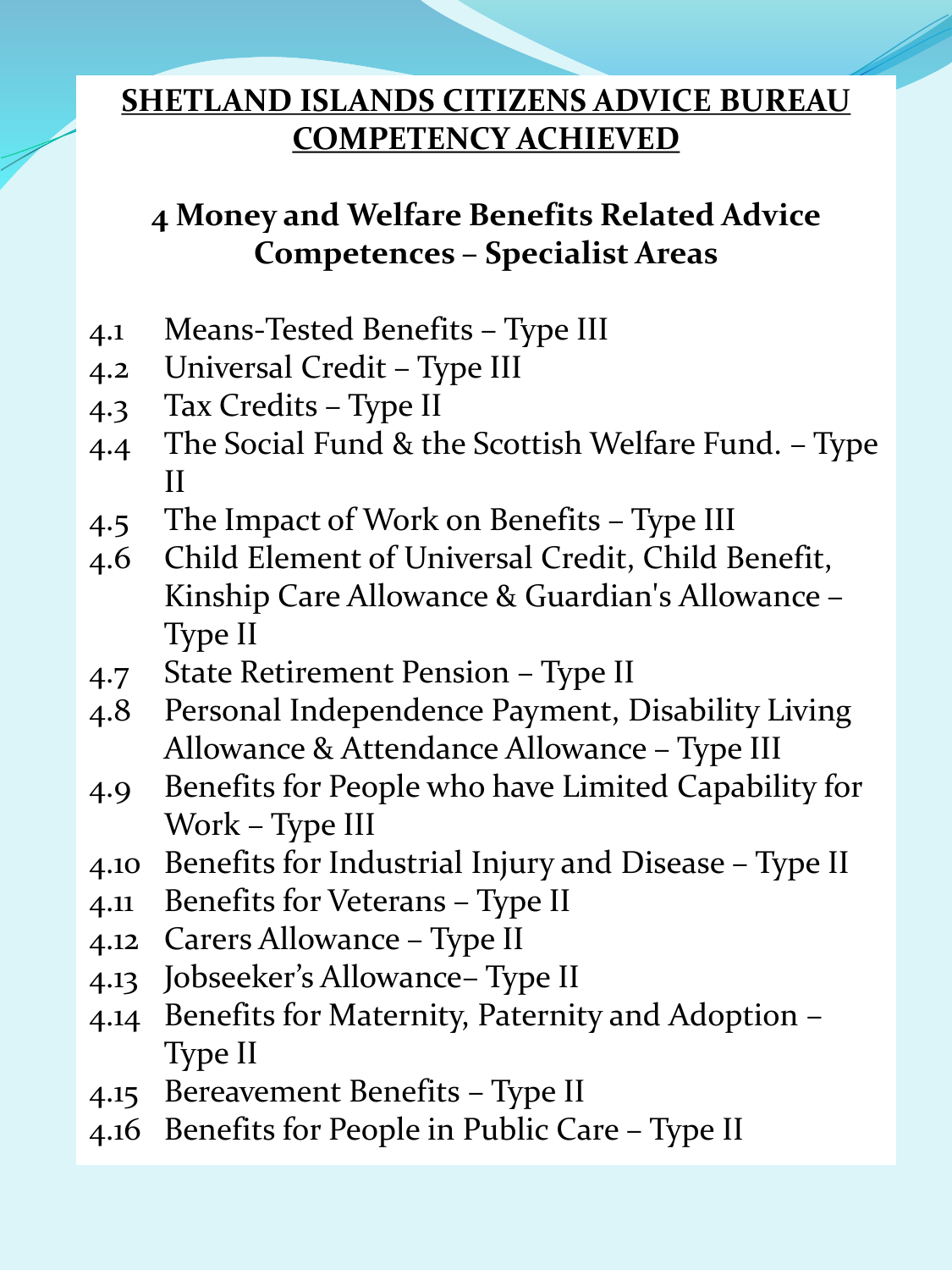# SHETLAND ISLANDS CITIZENS ADVICE BUREAU COMPETENCY ACHIEVED

## 4 Money and Welfare Benefits Related Advice Competences – Specialist Areas

4.1 Means-Tested Benefits – Type III
4.2 Universal Credit – Type III
4.3 Tax Credits – Type II
4.4 The Social Fund & the Scottish Welfare Fund. – Type II
4.5 The Impact of Work on Benefits – Type III
4.6 Child Element of Universal Credit, Child Benefit, Kinship Care Allowance & Guardian's Allowance – Type II
4.7 State Retirement Pension – Type II
4.8 Personal Independence Payment, Disability Living Allowance & Attendance Allowance – Type III
4.9 Benefits for People who have Limited Capability for Work – Type III
4.10 Benefits for Industrial Injury and Disease – Type II
4.11 Benefits for Veterans – Type II
4.12 Carers Allowance – Type II
4.13 Jobseeker's Allowance– Type II
4.14 Benefits for Maternity, Paternity and Adoption – Type II
4.15 Bereavement Benefits – Type II
4.16 Benefits for People in Public Care – Type II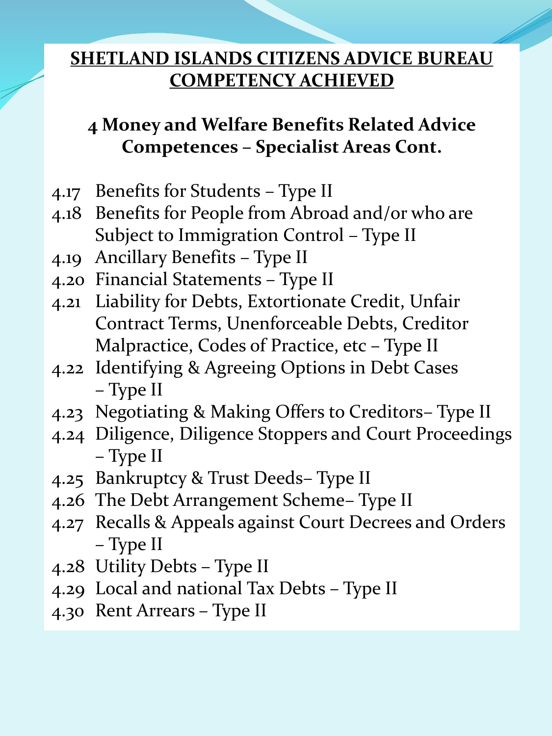# SHETLAND ISLANDS CITIZENS ADVICE BUREAU COMPETENCY ACHIEVED

## 4 Money and Welfare Benefits Related Advice Competences – Specialist Areas Cont.

- 4.17 Benefits for Students – Type II
- 4.18 Benefits for People from Abroad and/or who are Subject to Immigration Control – Type II
- 4.19 Ancillary Benefits – Type II
- 4.20 Financial Statements – Type II
- 4.21 Liability for Debts, Extortionate Credit, Unfair Contract Terms, Unenforceable Debts, Creditor Malpractice, Codes of Practice, etc – Type II
- 4.22 Identifying & Agreeing Options in Debt Cases – Type II
- 4.23 Negotiating & Making Offers to Creditors– Type II
- 4.24 Diligence, Diligence Stoppers and Court Proceedings – Type II
- 4.25 Bankruptcy & Trust Deeds– Type II
- 4.26 The Debt Arrangement Scheme– Type II
- 4.27 Recalls & Appeals against Court Decrees and Orders – Type II
- 4.28 Utility Debts – Type II
- 4.29 Local and national Tax Debts – Type II
- 4.30 Rent Arrears – Type II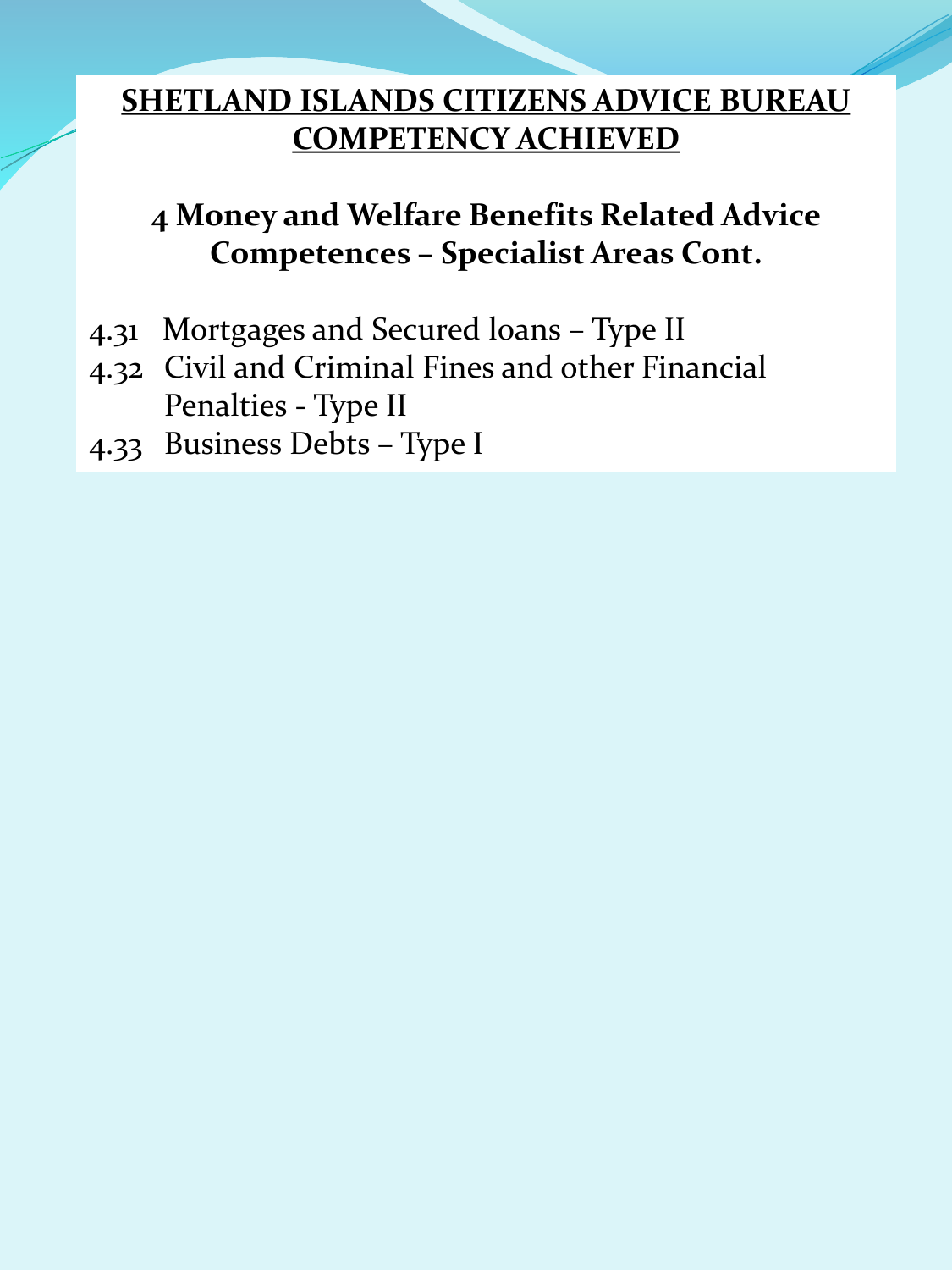# SHETLAND ISLANDS CITIZENS ADVICE BUREAU COMPETENCY ACHIEVED

## 4 Money and Welfare Benefits Related Advice Competences – Specialist Areas Cont.

4.31 Mortgages and Secured loans – Type II
4.32 Civil and Criminal Fines and other Financial Penalties - Type II
4.33 Business Debts – Type I